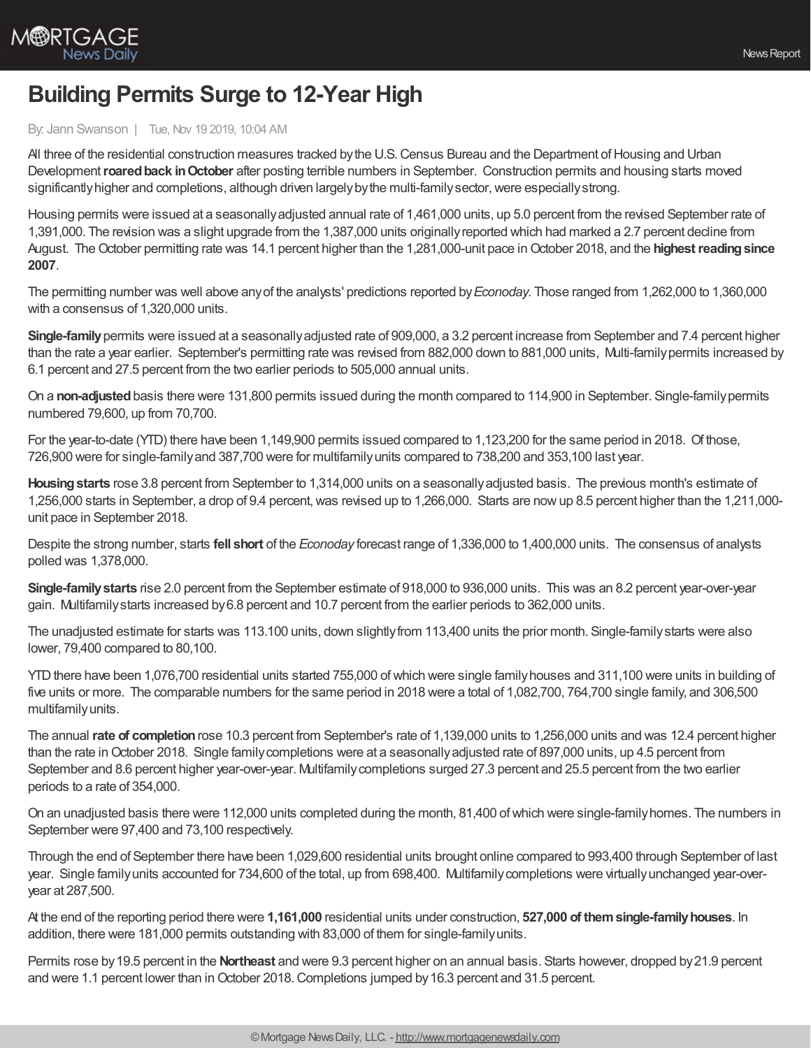# Building Permits Surge to 12-Year High

By: Jann Swanson | Tue, Nov 19 2019, 10:04 AM

All three of the residential construction measures tracked by the U.S. Census Bureau and the Department of Housing and Urban Development **roared back in October** after posting terrible numbers in September. Construction permits and housing starts moved significantly higher and completions, although driven largely by the multi-family sector, were especially strong.

Housing permits were issued at a seasonally adjusted annual rate of 1,461,000 units, up 5.0 percent from the revised September rate of 1,391,000. The revision was a slight upgrade from the 1,387,000 units originally reported which had marked a 2.7 percent decline from August. The October permitting rate was 14.1 percent higher than the 1,281,000-unit pace in October 2018, and the **highest reading since 2007**.

The permitting number was well above any of the analysts' predictions reported by *Econoday*. Those ranged from 1,262,000 to 1,360,000 with a consensus of 1,320,000 units.

**Single-family** permits were issued at a seasonally adjusted rate of 909,000, a 3.2 percent increase from September and 7.4 percent higher than the rate a year earlier. September's permitting rate was revised from 882,000 down to 881,000 units, Multi-family permits increased by 6.1 percent and 27.5 percent from the two earlier periods to 505,000 annual units.

On a **non-adjusted** basis there were 131,800 permits issued during the month compared to 114,900 in September. Single-family permits numbered 79,600, up from 70,700.

For the year-to-date (YTD) there have been 1,149,900 permits issued compared to 1,123,200 for the same period in 2018. Of those, 726,900 were for single-family and 387,700 were for multifamily units compared to 738,200 and 353,100 last year.

**Housing starts** rose 3.8 percent from September to 1,314,000 units on a seasonally adjusted basis. The previous month's estimate of 1,256,000 starts in September, a drop of 9.4 percent, was revised up to 1,266,000. Starts are now up 8.5 percent higher than the 1,211,000-unit pace in September 2018.

Despite the strong number, starts **fell short** of the *Econoday* forecast range of 1,336,000 to 1,400,000 units. The consensus of analysts polled was 1,378,000.

**Single-family starts** rise 2.0 percent from the September estimate of 918,000 to 936,000 units. This was an 8.2 percent year-over-year gain. Multifamily starts increased by 6.8 percent and 10.7 percent from the earlier periods to 362,000 units.

The unadjusted estimate for starts was 113.100 units, down slightly from 113,400 units the prior month. Single-family starts were also lower, 79,400 compared to 80,100.

YTD there have been 1,076,700 residential units started 755,000 of which were single family houses and 311,100 were units in building of five units or more. The comparable numbers for the same period in 2018 were a total of 1,082,700, 764,700 single family, and 306,500 multifamily units.

The annual **rate of completion** rose 10.3 percent from September's rate of 1,139,000 units to 1,256,000 units and was 12.4 percent higher than the rate in October 2018. Single family completions were at a seasonally adjusted rate of 897,000 units, up 4.5 percent from September and 8.6 percent higher year-over-year. Multifamily completions surged 27.3 percent and 25.5 percent from the two earlier periods to a rate of 354,000.

On an unadjusted basis there were 112,000 units completed during the month, 81,400 of which were single-family homes. The numbers in September were 97,400 and 73,100 respectively.

Through the end of September there have been 1,029,600 residential units brought online compared to 993,400 through September of last year. Single family units accounted for 734,600 of the total, up from 698,400. Multifamily completions were virtually unchanged year-over-year at 287,500.

At the end of the reporting period there were **1,161,000** residential units under construction, **527,000 of them single-family houses**. In addition, there were 181,000 permits outstanding with 83,000 of them for single-family units.

Permits rose by 19.5 percent in the **Northeast** and were 9.3 percent higher on an annual basis. Starts however, dropped by 21.9 percent and were 1.1 percent lower than in October 2018. Completions jumped by 16.3 percent and 31.5 percent.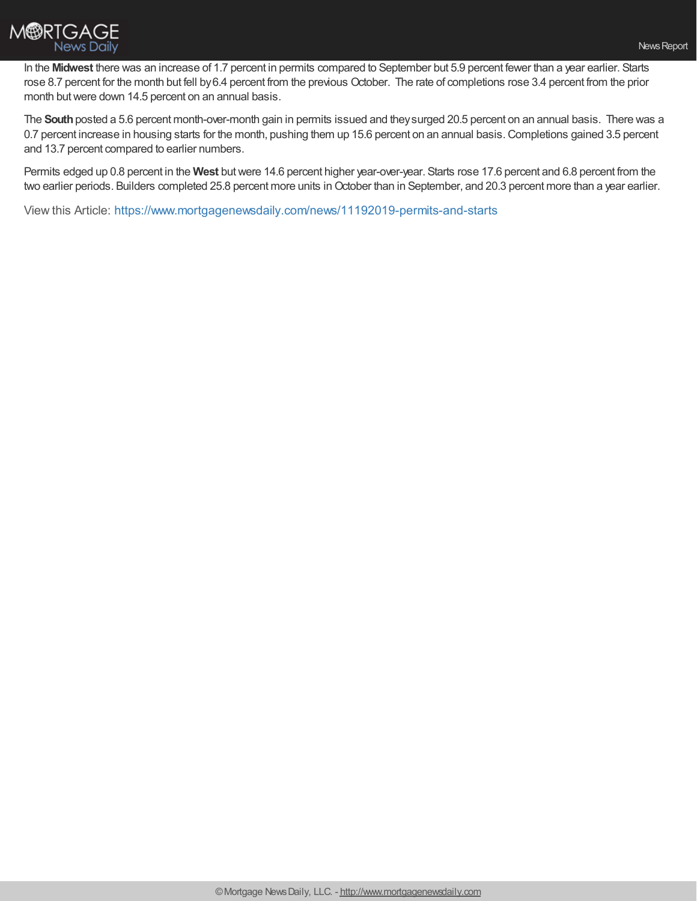In the **Midwest** there was an increase of 1.7 percent in permits compared to September but 5.9 percent fewer than a year earlier. Starts rose 8.7 percent for the month but fell by 6.4 percent from the previous October. The rate of completions rose 3.4 percent from the prior month but were down 14.5 percent on an annual basis.

The **South** posted a 5.6 percent month-over-month gain in permits issued and they surged 20.5 percent on an annual basis. There was a 0.7 percent increase in housing starts for the month, pushing them up 15.6 percent on an annual basis. Completions gained 3.5 percent and 13.7 percent compared to earlier numbers.

Permits edged up 0.8 percent in the **West** but were 14.6 percent higher year-over-year. Starts rose 17.6 percent and 6.8 percent from the two earlier periods. Builders completed 25.8 percent more units in October than in September, and 20.3 percent more than a year earlier.

View this Article: https://www.mortgagenewsdaily.com/news/11192019-permits-and-starts